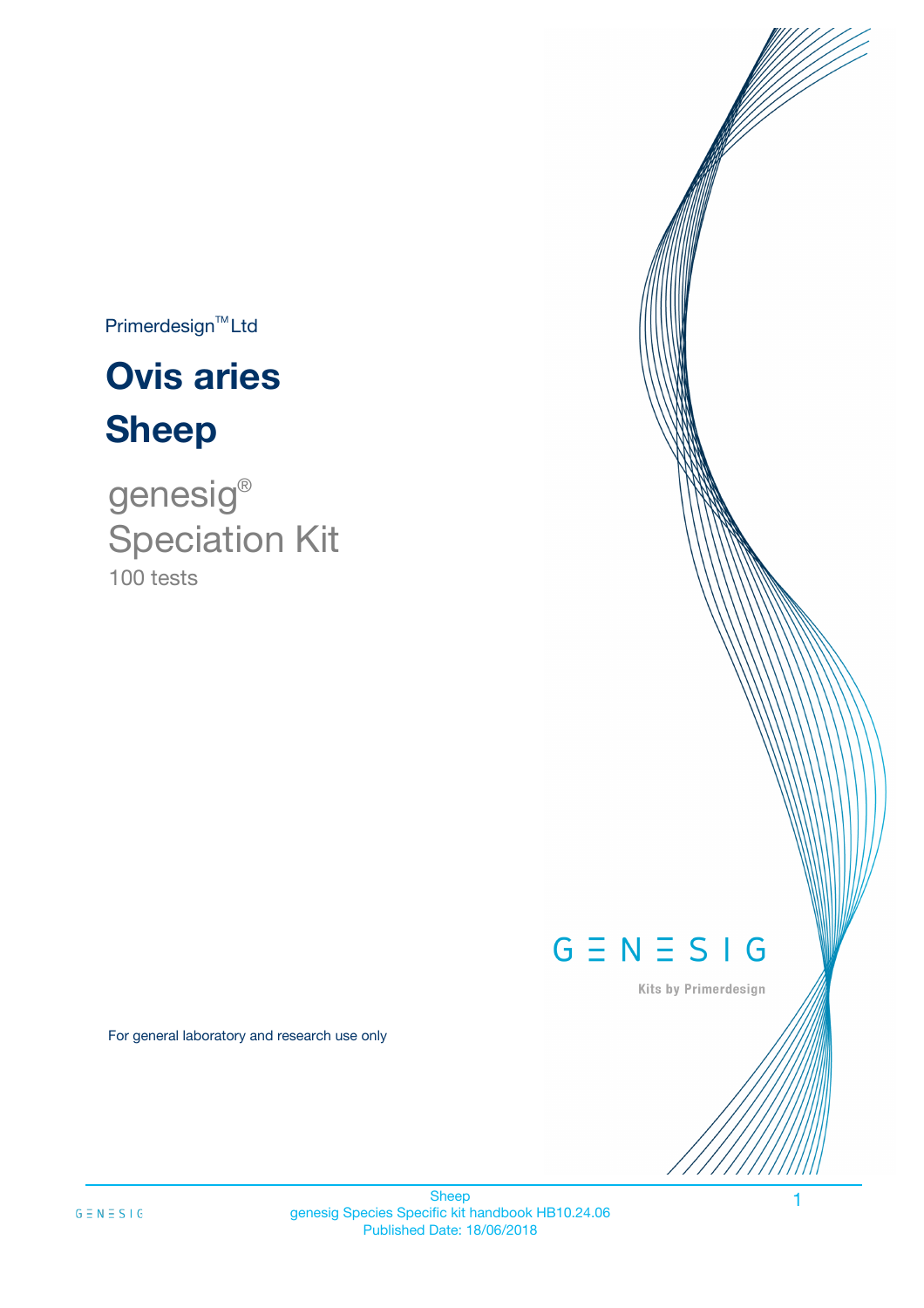Primerdesign™ Ltd

# Ovis aries

# Sheep

genesig®
Speciation Kit
100 tests

GENESIG

Kits by Primerdesign

For general laboratory and research use only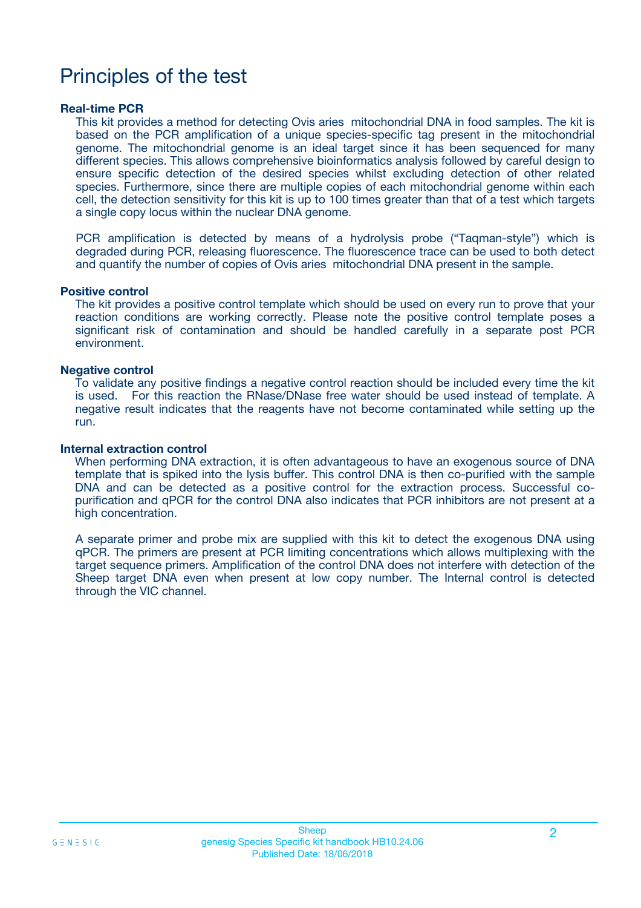# Principles of the test

### Real-time PCR

This kit provides a method for detecting Ovis aries mitochondrial DNA in food samples. The kit is based on the PCR amplification of a unique species-specific tag present in the mitochondrial genome. The mitochondrial genome is an ideal target since it has been sequenced for many different species. This allows comprehensive bioinformatics analysis followed by careful design to ensure specific detection of the desired species whilst excluding detection of other related species. Furthermore, since there are multiple copies of each mitochondrial genome within each cell, the detection sensitivity for this kit is up to 100 times greater than that of a test which targets a single copy locus within the nuclear DNA genome.

PCR amplification is detected by means of a hydrolysis probe ("Taqman-style") which is degraded during PCR, releasing fluorescence. The fluorescence trace can be used to both detect and quantify the number of copies of Ovis aries mitochondrial DNA present in the sample.

### Positive control

The kit provides a positive control template which should be used on every run to prove that your reaction conditions are working correctly. Please note the positive control template poses a significant risk of contamination and should be handled carefully in a separate post PCR environment.

### Negative control

To validate any positive findings a negative control reaction should be included every time the kit is used. For this reaction the RNase/DNase free water should be used instead of template. A negative result indicates that the reagents have not become contaminated while setting up the run.

### Internal extraction control

When performing DNA extraction, it is often advantageous to have an exogenous source of DNA template that is spiked into the lysis buffer. This control DNA is then co-purified with the sample DNA and can be detected as a positive control for the extraction process. Successful co-purification and qPCR for the control DNA also indicates that PCR inhibitors are not present at a high concentration.

A separate primer and probe mix are supplied with this kit to detect the exogenous DNA using qPCR. The primers are present at PCR limiting concentrations which allows multiplexing with the target sequence primers. Amplification of the control DNA does not interfere with detection of the Sheep target DNA even when present at low copy number. The Internal control is detected through the VIC channel.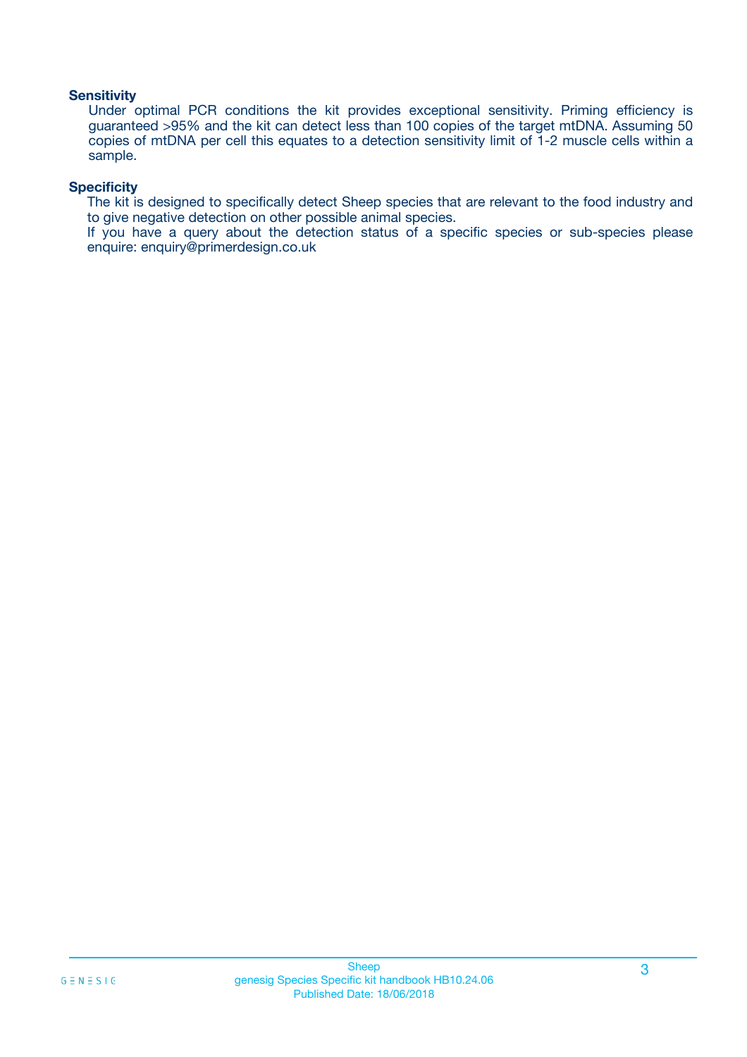### Sensitivity

Under optimal PCR conditions the kit provides exceptional sensitivity. Priming efficiency is guaranteed >95% and the kit can detect less than 100 copies of the target mtDNA. Assuming 50 copies of mtDNA per cell this equates to a detection sensitivity limit of 1-2 muscle cells within a sample.

### Specificity

The kit is designed to specifically detect Sheep species that are relevant to the food industry and to give negative detection on other possible animal species.
If you have a query about the detection status of a specific species or sub-species please enquire: enquiry@primerdesign.co.uk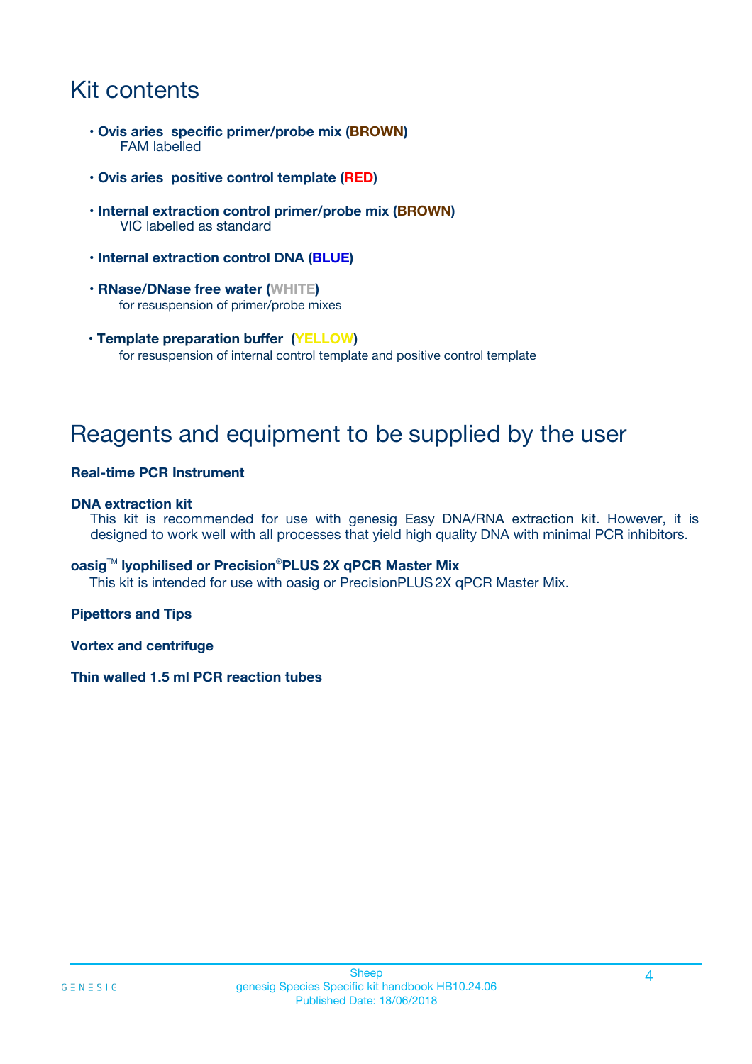# Kit contents

- **Ovis aries specific primer/probe mix (BROWN)**
  FAM labelled
- **Ovis aries positive control template (RED)**
- **Internal extraction control primer/probe mix (BROWN)**
  VIC labelled as standard
- **Internal extraction control DNA (BLUE)**
- **RNase/DNase free water (WHITE)**
  for resuspension of primer/probe mixes
- **Template preparation buffer (YELLOW)**
  for resuspension of internal control template and positive control template

# Reagents and equipment to be supplied by the user

**Real-time PCR Instrument**

**DNA extraction kit**

This kit is recommended for use with genesig Easy DNA/RNA extraction kit. However, it is designed to work well with all processes that yield high quality DNA with minimal PCR inhibitors.

**oasig™ lyophilised or Precision®PLUS 2X qPCR Master Mix**

This kit is intended for use with oasig or PrecisionPLUS 2X qPCR Master Mix.

**Pipettors and Tips**

**Vortex and centrifuge**

**Thin walled 1.5 ml PCR reaction tubes**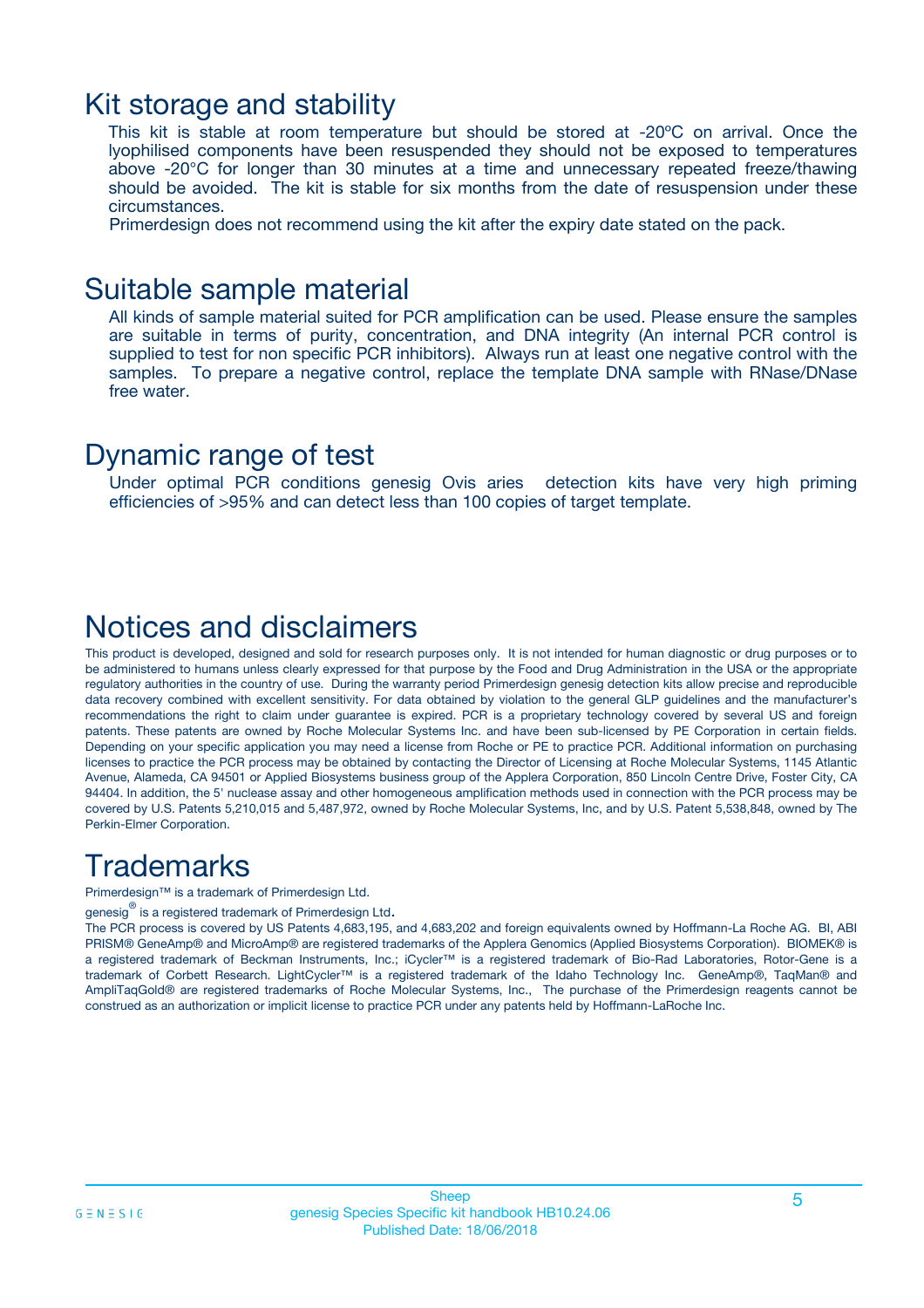## Kit storage and stability

This kit is stable at room temperature but should be stored at -20ºC on arrival. Once the lyophilised components have been resuspended they should not be exposed to temperatures above -20°C for longer than 30 minutes at a time and unnecessary repeated freeze/thawing should be avoided. The kit is stable for six months from the date of resuspension under these circumstances.

Primerdesign does not recommend using the kit after the expiry date stated on the pack.

## Suitable sample material

All kinds of sample material suited for PCR amplification can be used. Please ensure the samples are suitable in terms of purity, concentration, and DNA integrity (An internal PCR control is supplied to test for non specific PCR inhibitors). Always run at least one negative control with the samples. To prepare a negative control, replace the template DNA sample with RNase/DNase free water.

## Dynamic range of test

Under optimal PCR conditions genesig Ovis aries detection kits have very high priming efficiencies of >95% and can detect less than 100 copies of target template.

## Notices and disclaimers

This product is developed, designed and sold for research purposes only. It is not intended for human diagnostic or drug purposes or to be administered to humans unless clearly expressed for that purpose by the Food and Drug Administration in the USA or the appropriate regulatory authorities in the country of use. During the warranty period Primerdesign genesig detection kits allow precise and reproducible data recovery combined with excellent sensitivity. For data obtained by violation to the general GLP guidelines and the manufacturer's recommendations the right to claim under guarantee is expired. PCR is a proprietary technology covered by several US and foreign patents. These patents are owned by Roche Molecular Systems Inc. and have been sub-licensed by PE Corporation in certain fields. Depending on your specific application you may need a license from Roche or PE to practice PCR. Additional information on purchasing licenses to practice the PCR process may be obtained by contacting the Director of Licensing at Roche Molecular Systems, 1145 Atlantic Avenue, Alameda, CA 94501 or Applied Biosystems business group of the Applera Corporation, 850 Lincoln Centre Drive, Foster City, CA 94404. In addition, the 5' nuclease assay and other homogeneous amplification methods used in connection with the PCR process may be covered by U.S. Patents 5,210,015 and 5,487,972, owned by Roche Molecular Systems, Inc, and by U.S. Patent 5,538,848, owned by The Perkin-Elmer Corporation.

## Trademarks

Primerdesign™ is a trademark of Primerdesign Ltd.

genesig® is a registered trademark of Primerdesign Ltd.

The PCR process is covered by US Patents 4,683,195, and 4,683,202 and foreign equivalents owned by Hoffmann-La Roche AG. BI, ABI PRISM® GeneAmp® and MicroAmp® are registered trademarks of the Applera Genomics (Applied Biosystems Corporation). BIOMEK® is a registered trademark of Beckman Instruments, Inc.; iCycler™ is a registered trademark of Bio-Rad Laboratories, Rotor-Gene is a trademark of Corbett Research. LightCycler™ is a registered trademark of the Idaho Technology Inc. GeneAmp®, TaqMan® and AmpliTaqGold® are registered trademarks of Roche Molecular Systems, Inc., The purchase of the Primerdesign reagents cannot be construed as an authorization or implicit license to practice PCR under any patents held by Hoffmann-LaRoche Inc.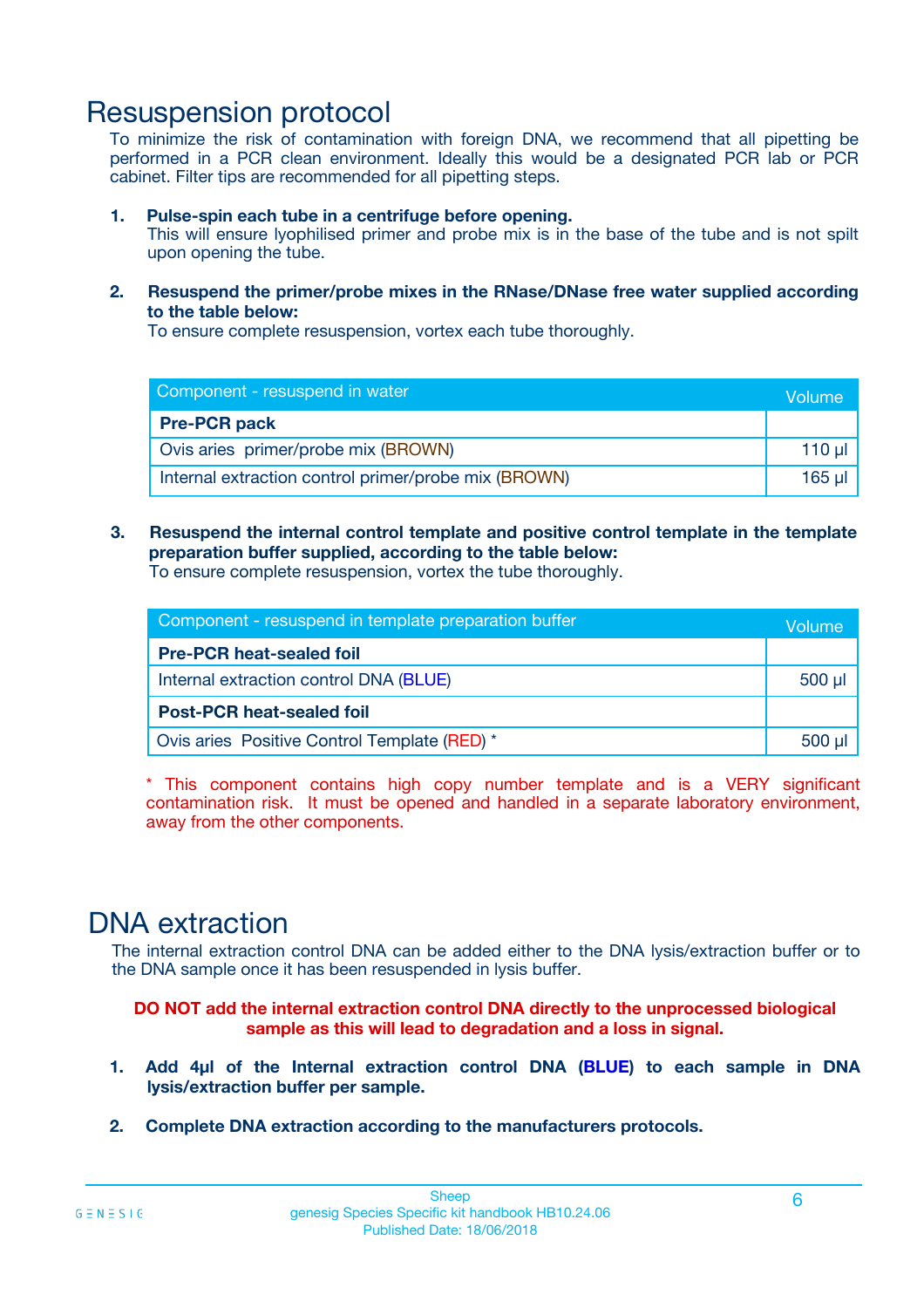# Resuspension protocol

To minimize the risk of contamination with foreign DNA, we recommend that all pipetting be performed in a PCR clean environment. Ideally this would be a designated PCR lab or PCR cabinet. Filter tips are recommended for all pipetting steps.

1. **Pulse-spin each tube in a centrifuge before opening.**
   This will ensure lyophilised primer and probe mix is in the base of the tube and is not spilt upon opening the tube.

2. **Resuspend the primer/probe mixes in the RNase/DNase free water supplied according to the table below:**
   To ensure complete resuspension, vortex each tube thoroughly.

| Component - resuspend in water | Volume |
|---|---|
| **Pre-PCR pack** | |
| Ovis aries primer/probe mix (BROWN) | 110 µl |
| Internal extraction control primer/probe mix (BROWN) | 165 µl |

3. **Resuspend the internal control template and positive control template in the template preparation buffer supplied, according to the table below:**
   To ensure complete resuspension, vortex the tube thoroughly.

| Component - resuspend in template preparation buffer | Volume |
|---|---|
| **Pre-PCR heat-sealed foil** | |
| Internal extraction control DNA (BLUE) | 500 µl |
| **Post-PCR heat-sealed foil** | |
| Ovis aries Positive Control Template (RED) * | 500 µl |

* This component contains high copy number template and is a VERY significant contamination risk. It must be opened and handled in a separate laboratory environment, away from the other components.

# DNA extraction

The internal extraction control DNA can be added either to the DNA lysis/extraction buffer or to the DNA sample once it has been resuspended in lysis buffer.

**DO NOT add the internal extraction control DNA directly to the unprocessed biological sample as this will lead to degradation and a loss in signal.**

1. **Add 4µl of the Internal extraction control DNA (BLUE) to each sample in DNA lysis/extraction buffer per sample.**

2. **Complete DNA extraction according to the manufacturers protocols.**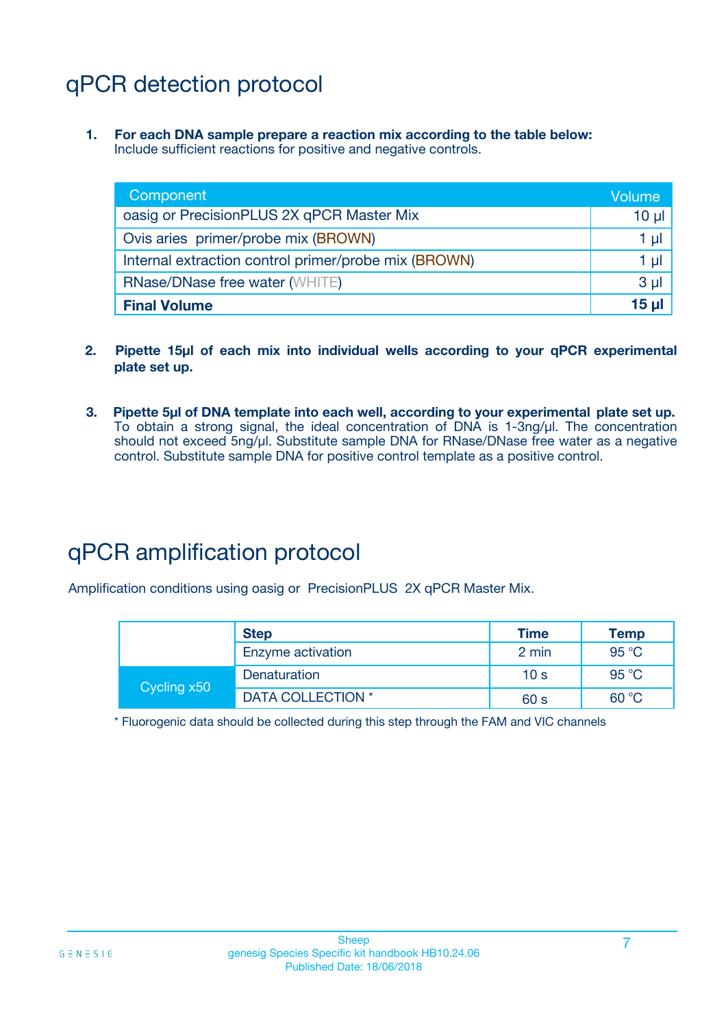# qPCR detection protocol

1. **For each DNA sample prepare a reaction mix according to the table below:**
   Include sufficient reactions for positive and negative controls.

| Component | Volume |
|---|---|
| oasig or PrecisionPLUS 2X qPCR Master Mix | 10 µl |
| Ovis aries primer/probe mix (BROWN) | 1 µl |
| Internal extraction control primer/probe mix (BROWN) | 1 µl |
| RNase/DNase free water (WHITE) | 3 µl |
| **Final Volume** | **15 µl** |

2. **Pipette 15µl of each mix into individual wells according to your qPCR experimental plate set up.**

3. **Pipette 5µl of DNA template into each well, according to your experimental plate set up.** To obtain a strong signal, the ideal concentration of DNA is 1-3ng/µl. The concentration should not exceed 5ng/µl. Substitute sample DNA for RNase/DNase free water as a negative control. Substitute sample DNA for positive control template as a positive control.

# qPCR amplification protocol

Amplification conditions using oasig or PrecisionPLUS 2X qPCR Master Mix.

| | Step | Time | Temp |
|---|---|---|---|
| | Enzyme activation | 2 min | 95 °C |
| Cycling x50 | Denaturation | 10 s | 95 °C |
| | DATA COLLECTION * | 60 s | 60 °C |

* Fluorogenic data should be collected during this step through the FAM and VIC channels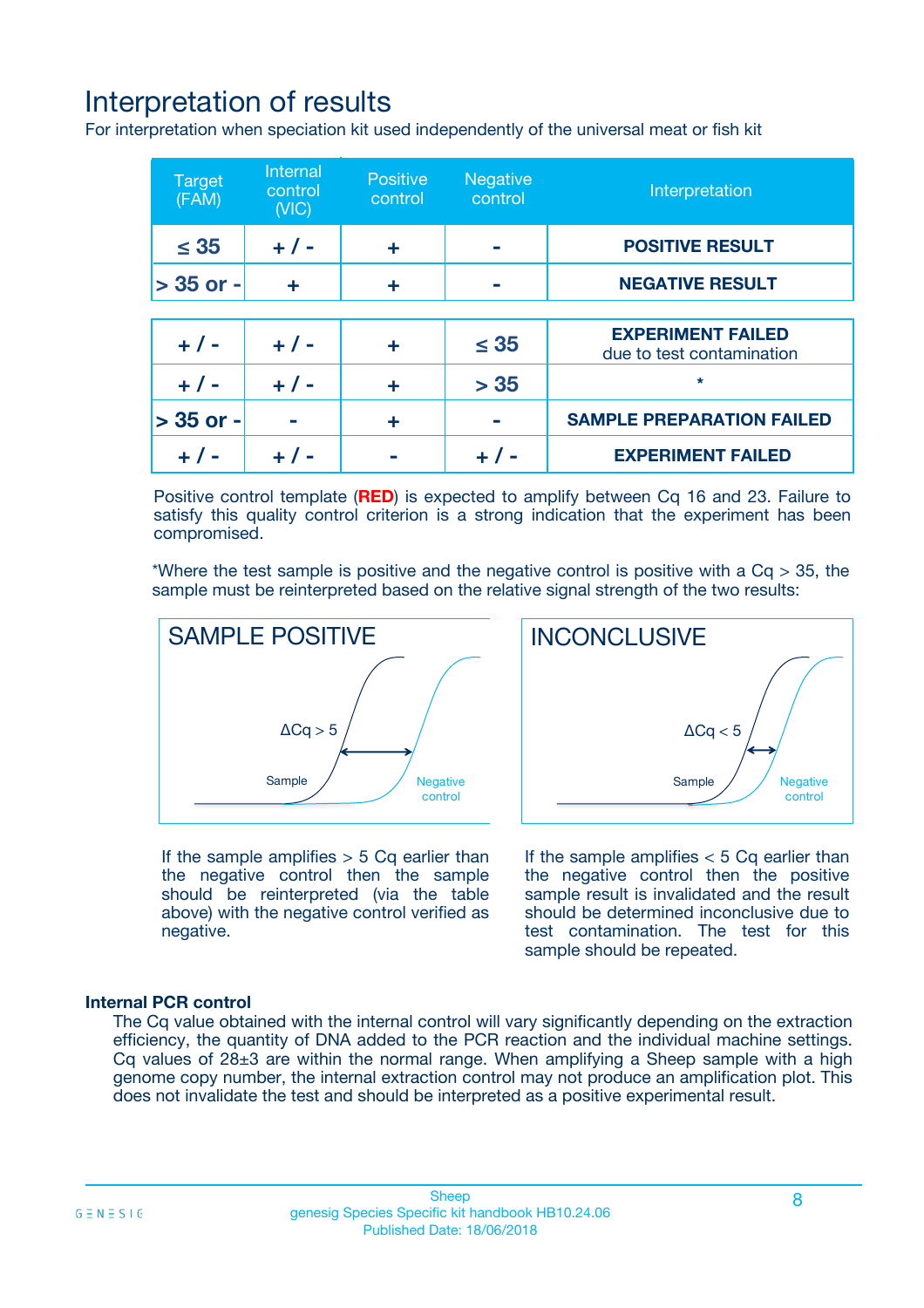# Interpretation of results

For interpretation when speciation kit used independently of the universal meat or fish kit

| Target (FAM) | Internal control (VIC) | Positive control | Negative control | Interpretation |
|---|---|---|---|---|
| ≤ 35 | + / - | + | - | **POSITIVE RESULT** |
| > 35 or - | + | + | - | **NEGATIVE RESULT** |
| + / - | + / - | + | ≤ 35 | **EXPERIMENT FAILED** due to test contamination |
| + / - | + / - | + | > 35 | * |
| > 35 or - | - | + | - | **SAMPLE PREPARATION FAILED** |
| + / - | + / - | - | + / - | **EXPERIMENT FAILED** |

Positive control template (**RED**) is expected to amplify between Cq 16 and 23. Failure to satisfy this quality control criterion is a strong indication that the experiment has been compromised.

*Where the test sample is positive and the negative control is positive with a Cq > 35, the sample must be reinterpreted based on the relative signal strength of the two results:

**SAMPLE POSITIVE**

ΔCq > 5

Sample

Negative control

If the sample amplifies > 5 Cq earlier than the negative control then the sample should be reinterpreted (via the table above) with the negative control verified as negative.

**INCONCLUSIVE**

ΔCq < 5

Sample

Negative control

If the sample amplifies < 5 Cq earlier than the negative control then the positive sample result is invalidated and the result should be determined inconclusive due to test contamination. The test for this sample should be repeated.

### Internal PCR control

The Cq value obtained with the internal control will vary significantly depending on the extraction efficiency, the quantity of DNA added to the PCR reaction and the individual machine settings. Cq values of 28±3 are within the normal range. When amplifying a Sheep sample with a high genome copy number, the internal extraction control may not produce an amplification plot. This does not invalidate the test and should be interpreted as a positive experimental result.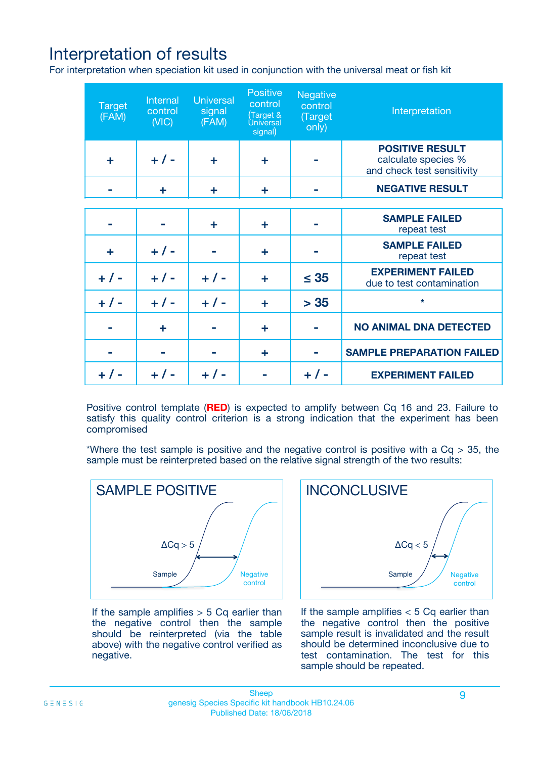# Interpretation of results

For interpretation when speciation kit used in conjunction with the universal meat or fish kit

| Target (FAM) | Internal control (VIC) | Universal signal (FAM) | Positive control (Target & Universal signal) | Negative control (Target only) | Interpretation |
|---|---|---|---|---|---|
| + | + / - | + | + | - | **POSITIVE RESULT** calculate species % and check test sensitivity |
| - | + | + | + | - | **NEGATIVE RESULT** |
| - | - | + | + | - | **SAMPLE FAILED** repeat test |
| + | + / - | - | + | - | **SAMPLE FAILED** repeat test |
| + / - | + / - | + / - | + | ≤ 35 | **EXPERIMENT FAILED** due to test contamination |
| + / - | + / - | + / - | + | > 35 | * |
| - | + | - | + | - | **NO ANIMAL DNA DETECTED** |
| - | - | - | + | - | **SAMPLE PREPARATION FAILED** |
| + / - | + / - | + / - | - | + / - | **EXPERIMENT FAILED** |

Positive control template (**RED**) is expected to amplify between Cq 16 and 23. Failure to satisfy this quality control criterion is a strong indication that the experiment has been compromised

*Where the test sample is positive and the negative control is positive with a Cq > 35, the sample must be reinterpreted based on the relative signal strength of the two results:

**SAMPLE POSITIVE**

$\Delta Cq > 5$ (Sample / Negative control)

If the sample amplifies > 5 Cq earlier than the negative control then the sample should be reinterpreted (via the table above) with the negative control verified as negative.

**INCONCLUSIVE**

$\Delta Cq < 5$ (Sample / Negative control)

If the sample amplifies < 5 Cq earlier than the negative control then the positive sample result is invalidated and the result should be determined inconclusive due to test contamination. The test for this sample should be repeated.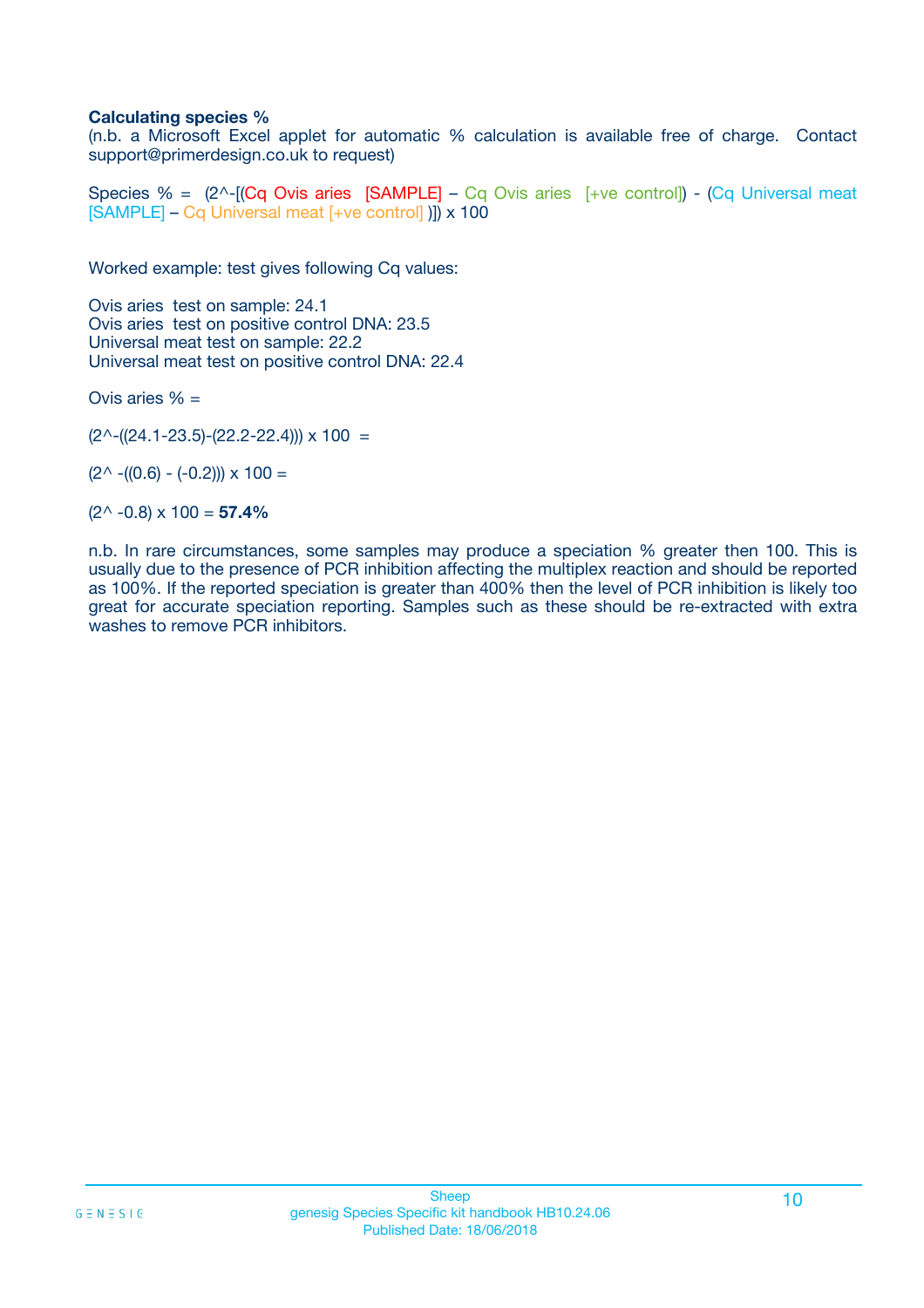**Calculating species %**

(n.b. a Microsoft Excel applet for automatic % calculation is available free of charge. Contact support@primerdesign.co.uk to request)

Species % = (2^-[(Cq Ovis aries [SAMPLE] – Cq Ovis aries [+ve control]) - (Cq Universal meat [SAMPLE] – Cq Universal meat [+ve control] )]) x 100

Worked example: test gives following Cq values:

Ovis aries test on sample: 24.1
Ovis aries test on positive control DNA: 23.5
Universal meat test on sample: 22.2
Universal meat test on positive control DNA: 22.4

Ovis aries % =

(2^-((24.1-23.5)-(22.2-22.4))) x 100 =

(2^ -((0.6) - (-0.2))) x 100 =

(2^ -0.8) x 100 = **57.4%**

n.b. In rare circumstances, some samples may produce a speciation % greater then 100. This is usually due to the presence of PCR inhibition affecting the multiplex reaction and should be reported as 100%. If the reported speciation is greater than 400% then the level of PCR inhibition is likely too great for accurate speciation reporting. Samples such as these should be re-extracted with extra washes to remove PCR inhibitors.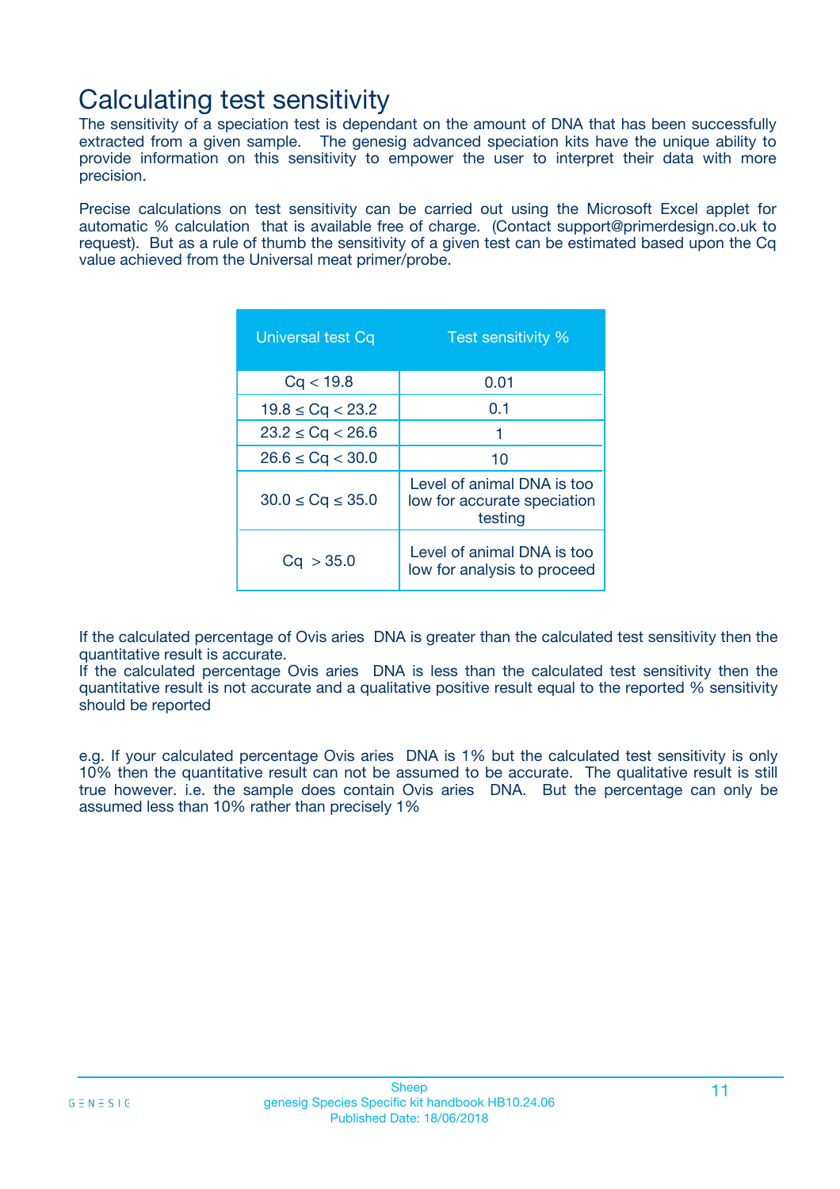# Calculating test sensitivity

The sensitivity of a speciation test is dependant on the amount of DNA that has been successfully extracted from a given sample. The genesig advanced speciation kits have the unique ability to provide information on this sensitivity to empower the user to interpret their data with more precision.

Precise calculations on test sensitivity can be carried out using the Microsoft Excel applet for automatic % calculation that is available free of charge. (Contact support@primerdesign.co.uk to request). But as a rule of thumb the sensitivity of a given test can be estimated based upon the Cq value achieved from the Universal meat primer/probe.

| Universal test Cq | Test sensitivity % |
|---|---|
| Cq < 19.8 | 0.01 |
| 19.8 ≤ Cq < 23.2 | 0.1 |
| 23.2 ≤ Cq < 26.6 | 1 |
| 26.6 ≤ Cq < 30.0 | 10 |
| 30.0 ≤ Cq ≤ 35.0 | Level of animal DNA is too low for accurate speciation testing |
| Cq > 35.0 | Level of animal DNA is too low for analysis to proceed |

If the calculated percentage of Ovis aries DNA is greater than the calculated test sensitivity then the quantitative result is accurate.
If the calculated percentage Ovis aries DNA is less than the calculated test sensitivity then the quantitative result is not accurate and a qualitative positive result equal to the reported % sensitivity should be reported

e.g. If your calculated percentage Ovis aries DNA is 1% but the calculated test sensitivity is only 10% then the quantitative result can not be assumed to be accurate. The qualitative result is still true however. i.e. the sample does contain Ovis aries DNA. But the percentage can only be assumed less than 10% rather than precisely 1%